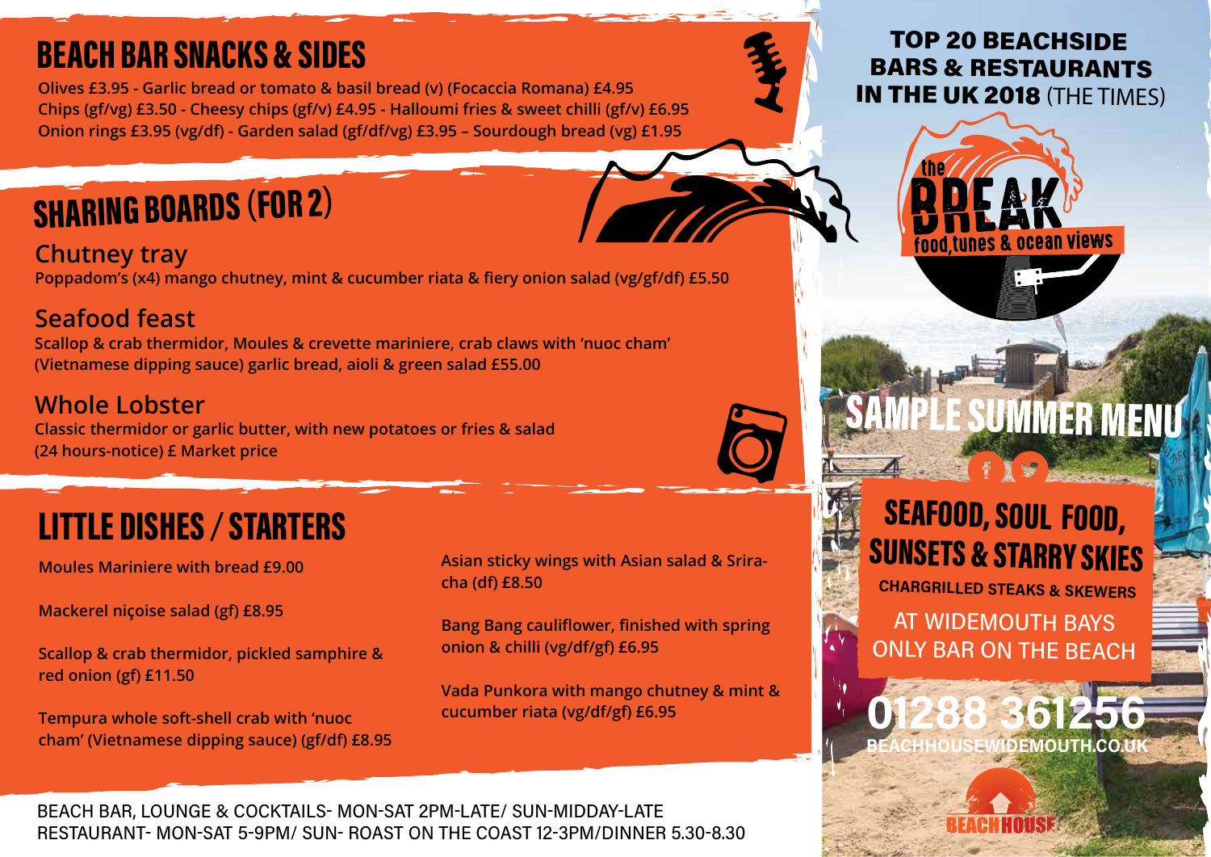## BEACH BAR SNACKS & SIDES

**Olives £3.95 - Garlic bread or tomato & basil bread (v) (Focaccia Romana) £4.95**
**Chips (gf/vg) £3.50 - Cheesy chips (gf/v) £4.95 - Halloumi fries & sweet chilli (gf/v) £6.95**
**Onion rings £3.95 (vg/df) - Garden salad (gf/df/vg) £3.95 – Sourdough bread (vg) £1.95**

## SHARING BOARDS (FOR 2)

### Chutney tray

**Poppadom's (x4) mango chutney, mint & cucumber riata & fiery onion salad (vg/gf/df) £5.50**

### Seafood feast

**Scallop & crab thermidor, Moules & crevette mariniere, crab claws with 'nuoc cham' (Vietnamese dipping sauce) garlic bread, aioli & green salad £55.00**

### Whole Lobster

**Classic thermidor or garlic butter, with new potatoes or fries & salad (24 hours-notice) £ Market price**

## LITTLE DISHES / STARTERS

**Moules Mariniere with bread £9.00**

**Mackerel niçoise salad (gf) £8.95**

**Scallop & crab thermidor, pickled samphire & red onion (gf) £11.50**

**Tempura whole soft-shell crab with 'nuoc cham' (Vietnamese dipping sauce) (gf/df) £8.95**

**Asian sticky wings with Asian salad & Sriracha (df) £8.50**

**Bang Bang cauliflower, finished with spring onion & chilli (vg/df/gf) £6.95**

**Vada Punkora with mango chutney & mint & cucumber riata (vg/df/gf) £6.95**

BEACH BAR, LOUNGE & COCKTAILS- MON-SAT 2PM-LATE/ SUN-MIDDAY-LATE
RESTAURANT- MON-SAT 5-9PM/ SUN- ROAST ON THE COAST 12-3PM/DINNER 5.30-8.30

**TOP 20 BEACHSIDE BARS & RESTAURANTS IN THE UK 2018** (THE TIMES)

the BREAK
food, tunes & ocean views

# SAMPLE SUMMER MENU

## SEAFOOD, SOUL FOOD, SUNSETS & STARRY SKIES

**CHARGRILLED STEAKS & SKEWERS**

AT WIDEMOUTH BAYS ONLY BAR ON THE BEACH

**01288 361256**
**BEACHHOUSEWIDEMOUTH.CO.UK**

BEACH HOUSE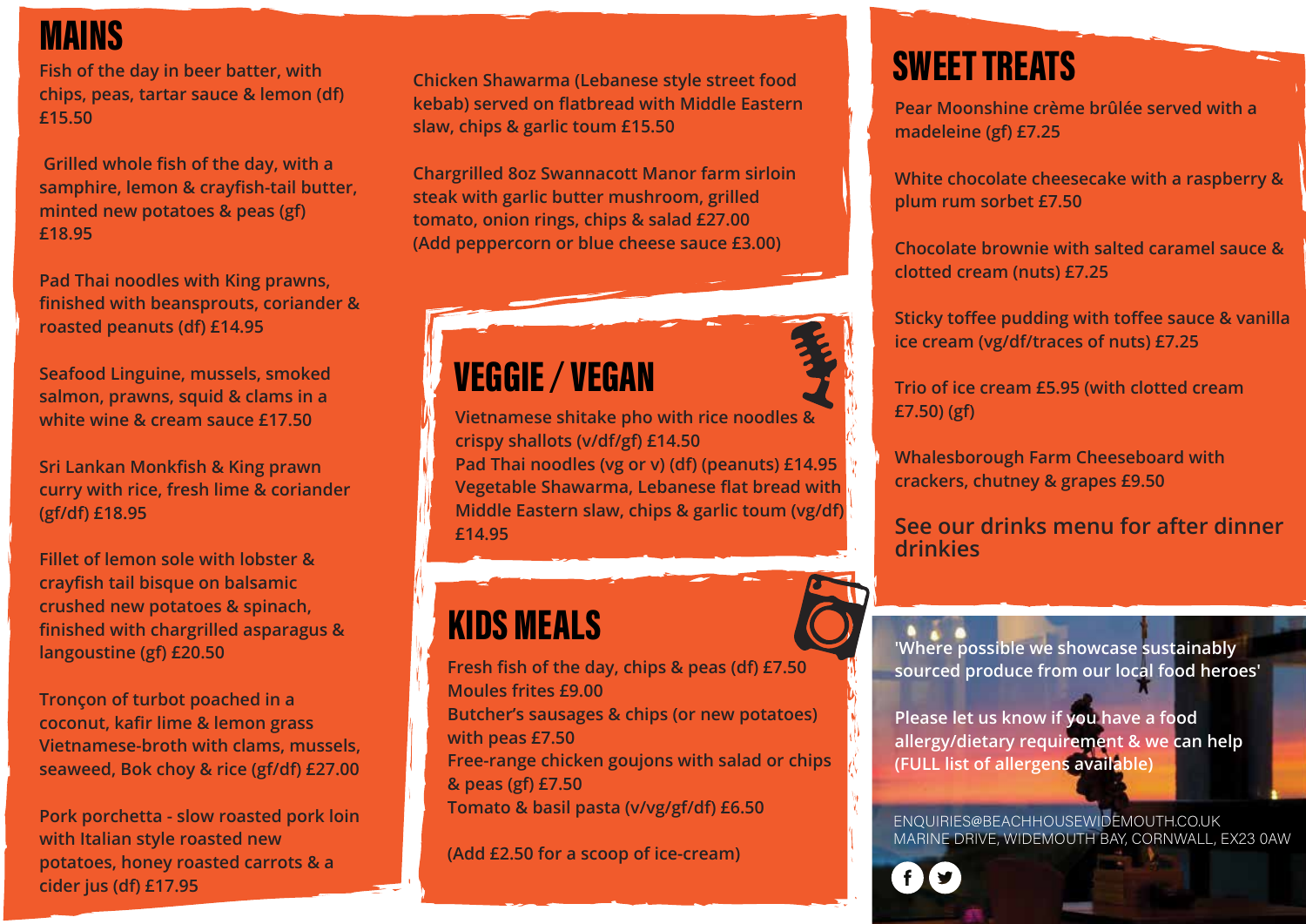# MAINS

Fish of the day in beer batter, with chips, peas, tartar sauce & lemon (df) £15.50

Grilled whole fish of the day, with a samphire, lemon & crayfish-tail butter, minted new potatoes & peas (gf) £18.95

Pad Thai noodles with King prawns, finished with beansprouts, coriander & roasted peanuts (df) £14.95

Seafood Linguine, mussels, smoked salmon, prawns, squid & clams in a white wine & cream sauce £17.50

Sri Lankan Monkfish & King prawn curry with rice, fresh lime & coriander (gf/df) £18.95

Fillet of lemon sole with lobster & crayfish tail bisque on balsamic crushed new potatoes & spinach, finished with chargrilled asparagus & langoustine (gf) £20.50

Tronçon of turbot poached in a coconut, kafir lime & lemon grass Vietnamese-broth with clams, mussels, seaweed, Bok choy & rice (gf/df) £27.00

Pork porchetta - slow roasted pork loin with Italian style roasted new potatoes, honey roasted carrots & a cider jus (df) £17.95

Chicken Shawarma (Lebanese style street food kebab) served on flatbread with Middle Eastern slaw, chips & garlic toum £15.50

Chargrilled 8oz Swannacott Manor farm sirloin steak with garlic butter mushroom, grilled tomato, onion rings, chips & salad £27.00
(Add peppercorn or blue cheese sauce £3.00)

# VEGGIE / VEGAN

Vietnamese shitake pho with rice noodles & crispy shallots (v/df/gf) £14.50
Pad Thai noodles (vg or v) (df) (peanuts) £14.95
Vegetable Shawarma, Lebanese flat bread with Middle Eastern slaw, chips & garlic toum (vg/df) £14.95

# KIDS MEALS

Fresh fish of the day, chips & peas (df) £7.50
Moules frites £9.00
Butcher's sausages & chips (or new potatoes) with peas £7.50
Free-range chicken goujons with salad or chips & peas (gf) £7.50
Tomato & basil pasta (v/vg/gf/df) £6.50

(Add £2.50 for a scoop of ice-cream)

# SWEET TREATS

Pear Moonshine crème brûlée served with a madeleine (gf) £7.25

White chocolate cheesecake with a raspberry & plum rum sorbet £7.50

Chocolate brownie with salted caramel sauce & clotted cream (nuts) £7.25

Sticky toffee pudding with toffee sauce & vanilla ice cream (vg/df/traces of nuts) £7.25

Trio of ice cream £5.95 (with clotted cream £7.50) (gf)

Whalesborough Farm Cheeseboard with crackers, chutney & grapes £9.50

See our drinks menu for after dinner drinkies

'Where possible we showcase sustainably sourced produce from our local food heroes'

Please let us know if you have a food allergy/dietary requirement & we can help (FULL list of allergens available)

ENQUIRIES@BEACHHOUSEWIDEMOUTH.CO.UK
MARINE DRIVE, WIDEMOUTH BAY, CORNWALL, EX23 0AW